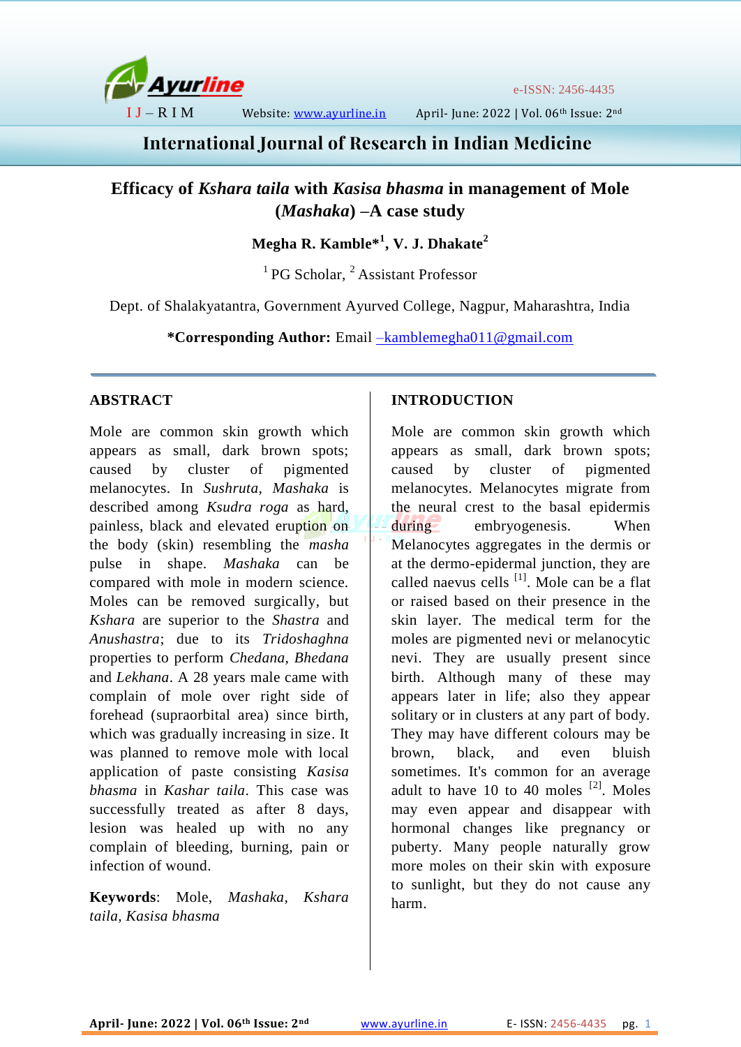# Efficacy of *Kshara taila* with *Kasisa bhasma* in management of Mole (*Mashaka*) –A case study

**Megha R. Kamble*[1], V. J. Dhakate[2]**

[1] PG Scholar, [2] Assistant Professor

Dept. of Shalakyatantra, Government Ayurved College, Nagpur, Maharashtra, India

***Corresponding Author:** Email –kamblemegha011@gmail.com

## ABSTRACT

Mole are common skin growth which appears as small, dark brown spots; caused by cluster of pigmented melanocytes. In *Sushruta*, *Mashaka* is described among *Ksudra roga* as hard, painless, black and elevated eruption on the body (skin) resembling the *masha* pulse in shape. *Mashaka* can be compared with mole in modern science. Moles can be removed surgically, but *Kshara* are superior to the *Shastra* and *Anushastra*; due to its *Tridoshaghna* properties to perform *Chedana*, *Bhedana* and *Lekhana*. A 28 years male came with complain of mole over right side of forehead (supraorbital area) since birth, which was gradually increasing in size. It was planned to remove mole with local application of paste consisting *Kasisa bhasma* in *Kashar taila*. This case was successfully treated as after 8 days, lesion was healed up with no any complain of bleeding, burning, pain or infection of wound.

**Keywords**: Mole, *Mashaka*, *Kshara taila*, *Kasisa bhasma*

## INTRODUCTION

Mole are common skin growth which appears as small, dark brown spots; caused by cluster of pigmented melanocytes. Melanocytes migrate from the neural crest to the basal epidermis during embryogenesis. When Melanocytes aggregates in the dermis or at the dermo-epidermal junction, they are called naevus cells [1]. Mole can be a flat or raised based on their presence in the skin layer. The medical term for the moles are pigmented nevi or melanocytic nevi. They are usually present since birth. Although many of these may appears later in life; also they appear solitary or in clusters at any part of body. They may have different colours may be brown, black, and even bluish sometimes. It's common for an average adult to have 10 to 40 moles [2]. Moles may even appear and disappear with hormonal changes like pregnancy or puberty. Many people naturally grow more moles on their skin with exposure to sunlight, but they do not cause any harm.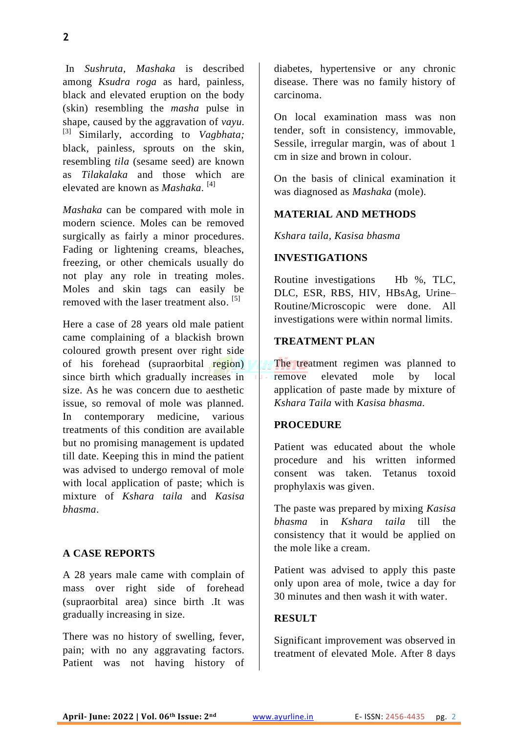In *Sushruta*, *Mashaka* is described among *Ksudra roga* as hard, painless, black and elevated eruption on the body (skin) resembling the *masha* pulse in shape, caused by the aggravation of *vayu*.[3] Similarly, according to *Vagbhata;* black, painless, sprouts on the skin, resembling *tila* (sesame seed) are known as *Tilakalaka* and those which are elevated are known as *Mashaka*.[4]

*Mashaka* can be compared with mole in modern science. Moles can be removed surgically as fairly a minor procedures. Fading or lightening creams, bleaches, freezing, or other chemicals usually do not play any role in treating moles. Moles and skin tags can easily be removed with the laser treatment also.[5]

Here a case of 28 years old male patient came complaining of a blackish brown coloured growth present over right side of his forehead (supraorbital region) since birth which gradually increases in size. As he was concern due to aesthetic issue, so removal of mole was planned. In contemporary medicine, various treatments of this condition are available but no promising management is updated till date. Keeping this in mind the patient was advised to undergo removal of mole with local application of paste; which is mixture of *Kshara taila* and *Kasisa bhasma*.

## A CASE REPORTS

A 28 years male came with complain of mass over right side of forehead (supraorbital area) since birth .It was gradually increasing in size.

There was no history of swelling, fever, pain; with no any aggravating factors. Patient was not having history of diabetes, hypertensive or any chronic disease. There was no family history of carcinoma.

On local examination mass was non tender, soft in consistency, immovable, Sessile, irregular margin, was of about 1 cm in size and brown in colour.

On the basis of clinical examination it was diagnosed as *Mashaka* (mole).

## MATERIAL AND METHODS

*Kshara taila, Kasisa bhasma*

## INVESTIGATIONS

Routine investigations Hb %, TLC, DLC, ESR, RBS, HIV, HBsAg, Urine–Routine/Microscopic were done. All investigations were within normal limits.

## TREATMENT PLAN

The treatment regimen was planned to remove elevated mole by local application of paste made by mixture of *Kshara Taila* with *Kasisa bhasma.*

## PROCEDURE

Patient was educated about the whole procedure and his written informed consent was taken. Tetanus toxoid prophylaxis was given.

The paste was prepared by mixing *Kasisa bhasma* in *Kshara taila* till the consistency that it would be applied on the mole like a cream.

Patient was advised to apply this paste only upon area of mole, twice a day for 30 minutes and then wash it with water.

## RESULT

Significant improvement was observed in treatment of elevated Mole. After 8 days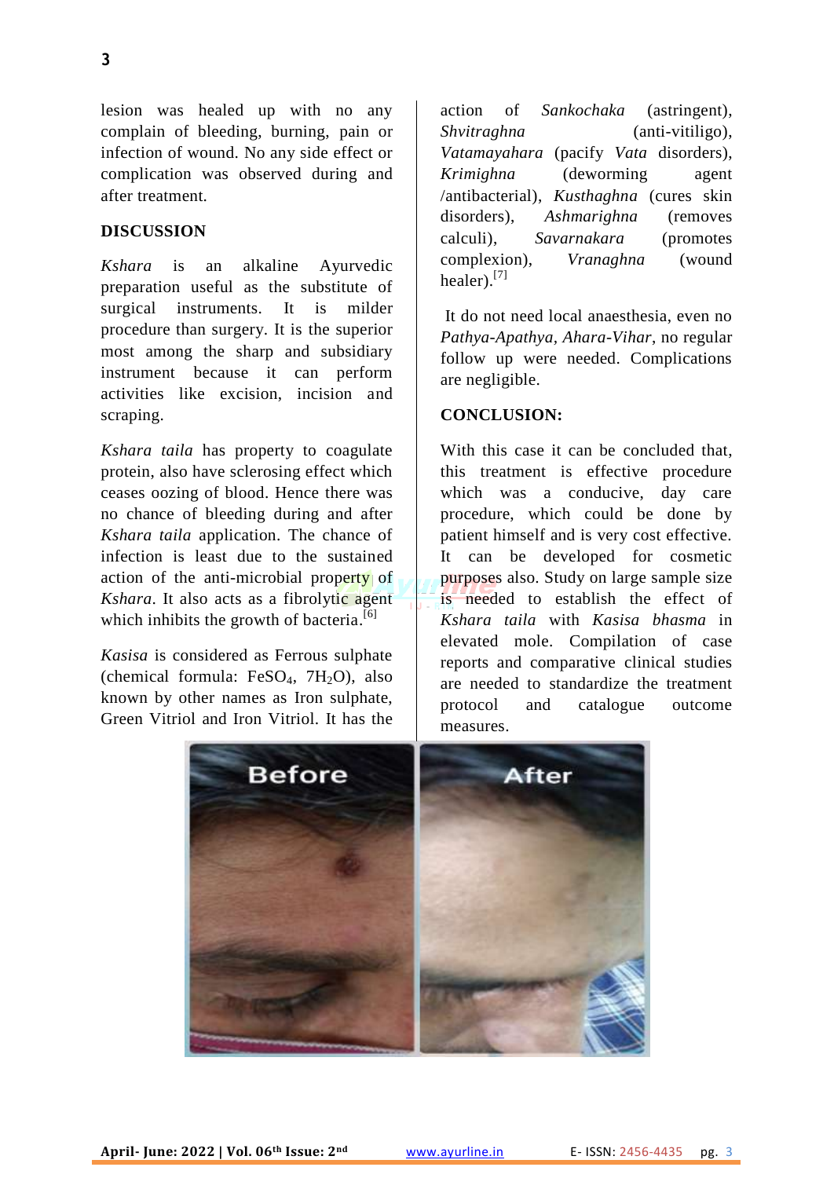lesion was healed up with no any complain of bleeding, burning, pain or infection of wound. No any side effect or complication was observed during and after treatment.

## DISCUSSION

*Kshara* is an alkaline Ayurvedic preparation useful as the substitute of surgical instruments. It is milder procedure than surgery. It is the superior most among the sharp and subsidiary instrument because it can perform activities like excision, incision and scraping.

*Kshara taila* has property to coagulate protein, also have sclerosing effect which ceases oozing of blood. Hence there was no chance of bleeding during and after *Kshara taila* application. The chance of infection is least due to the sustained action of the anti-microbial property of *Kshara*. It also acts as a fibrolytic agent which inhibits the growth of bacteria.[6]

*Kasisa* is considered as Ferrous sulphate (chemical formula: $FeSO_4$, $7H_2O$), also known by other names as Iron sulphate, Green Vitriol and Iron Vitriol. It has the action of *Sankochaka* (astringent), *Shvitraghna* (anti-vitiligo), *Vatamayahara* (pacify *Vata* disorders), *Krimighna* (deworming agent /antibacterial), *Kusthaghna* (cures skin disorders), *Ashmarighna* (removes calculi), *Savarnakara* (promotes complexion), *Vranaghna* (wound healer).[7]

It do not need local anaesthesia, even no *Pathya-Apathya*, *Ahara-Vihar*, no regular follow up were needed. Complications are negligible.

## CONCLUSION:

With this case it can be concluded that, this treatment is effective procedure which was a conducive, day care procedure, which could be done by patient himself and is very cost effective. It can be developed for cosmetic purposes also. Study on large sample size is needed to establish the effect of *Kshara taila* with *Kasisa bhasma* in elevated mole. Compilation of case reports and comparative clinical studies are needed to standardize the treatment protocol and catalogue outcome measures.

Before After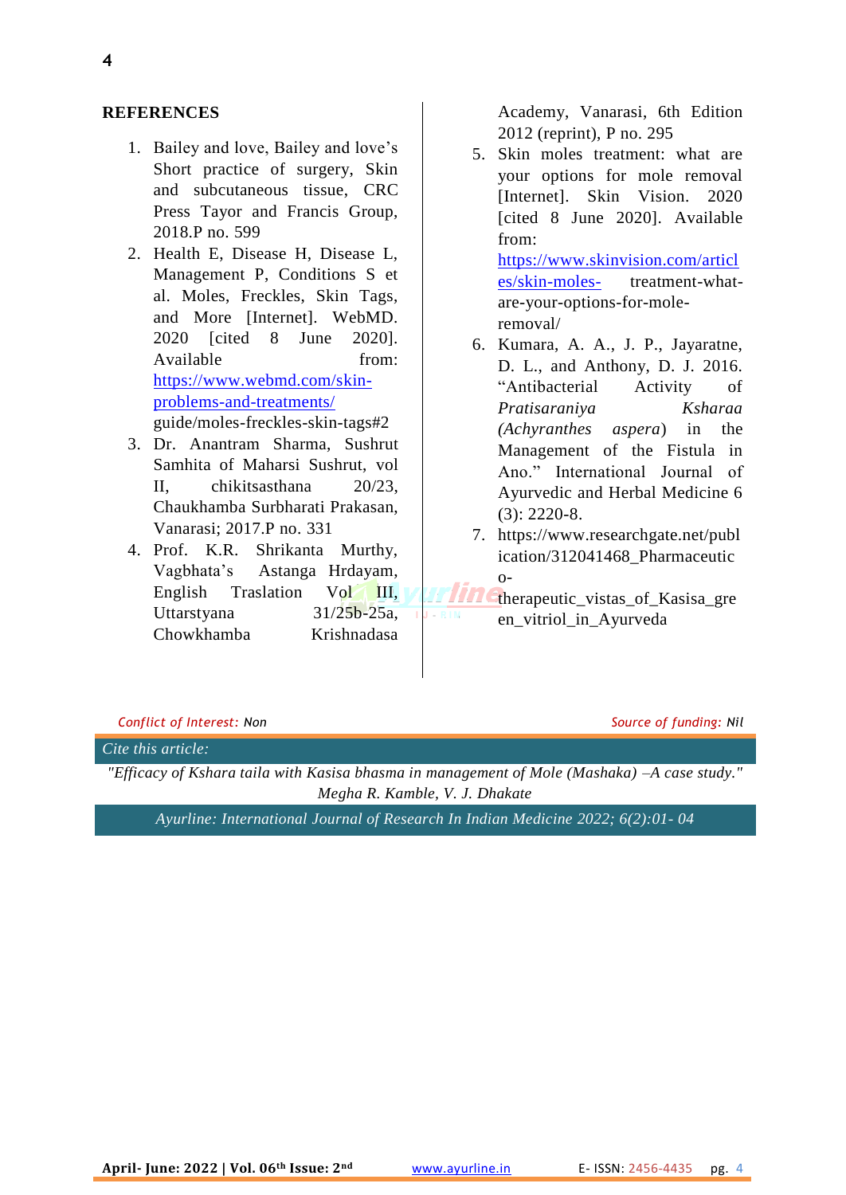## REFERENCES

1. Bailey and love, Bailey and love's Short practice of surgery, Skin and subcutaneous tissue, CRC Press Tayor and Francis Group, 2018.P no. 599
2. Health E, Disease H, Disease L, Management P, Conditions S et al. Moles, Freckles, Skin Tags, and More [Internet]. WebMD. 2020 [cited 8 June 2020]. Available from: https://www.webmd.com/skin-problems-and-treatments/ guide/moles-freckles-skin-tags#2
3. Dr. Anantram Sharma, Sushrut Samhita of Maharsi Sushrut, vol II, chikitsasthana 20/23, Chaukhamba Surbharati Prakasan, Vanarasi; 2017.P no. 331
4. Prof. K.R. Shrikanta Murthy, Vagbhata's Astanga Hrdayam, English Traslation Vol III, Uttarstyana 31/25b-25a, Chowkhamba Krishnadasa Academy, Vanarasi, 6th Edition 2012 (reprint), P no. 295
5. Skin moles treatment: what are your options for mole removal [Internet]. Skin Vision. 2020 [cited 8 June 2020]. Available from: https://www.skinvision.com/articles/skin-moles- treatment-what-are-your-options-for-mole-removal/
6. Kumara, A. A., J. P., Jayaratne, D. L., and Anthony, D. J. 2016. "Antibacterial Activity of *Pratisaraniya Ksharaa (Achyranthes aspera*) in the Management of the Fistula in Ano." International Journal of Ayurvedic and Herbal Medicine 6 (3): 2220-8.
7. https://www.researchgate.net/publication/312041468_Pharmaceutico-therapeutic_vistas_of_Kasisa_green_vitriol_in_Ayurveda

*Conflict of Interest:* Non

*Source of funding:* Nil

*Cite this article:*

*"Efficacy of Kshara taila with Kasisa bhasma in management of Mole (Mashaka) –A case study." Megha R. Kamble, V. J. Dhakate*

*Ayurline: International Journal of Research In Indian Medicine 2022; 6(2):01- 04*